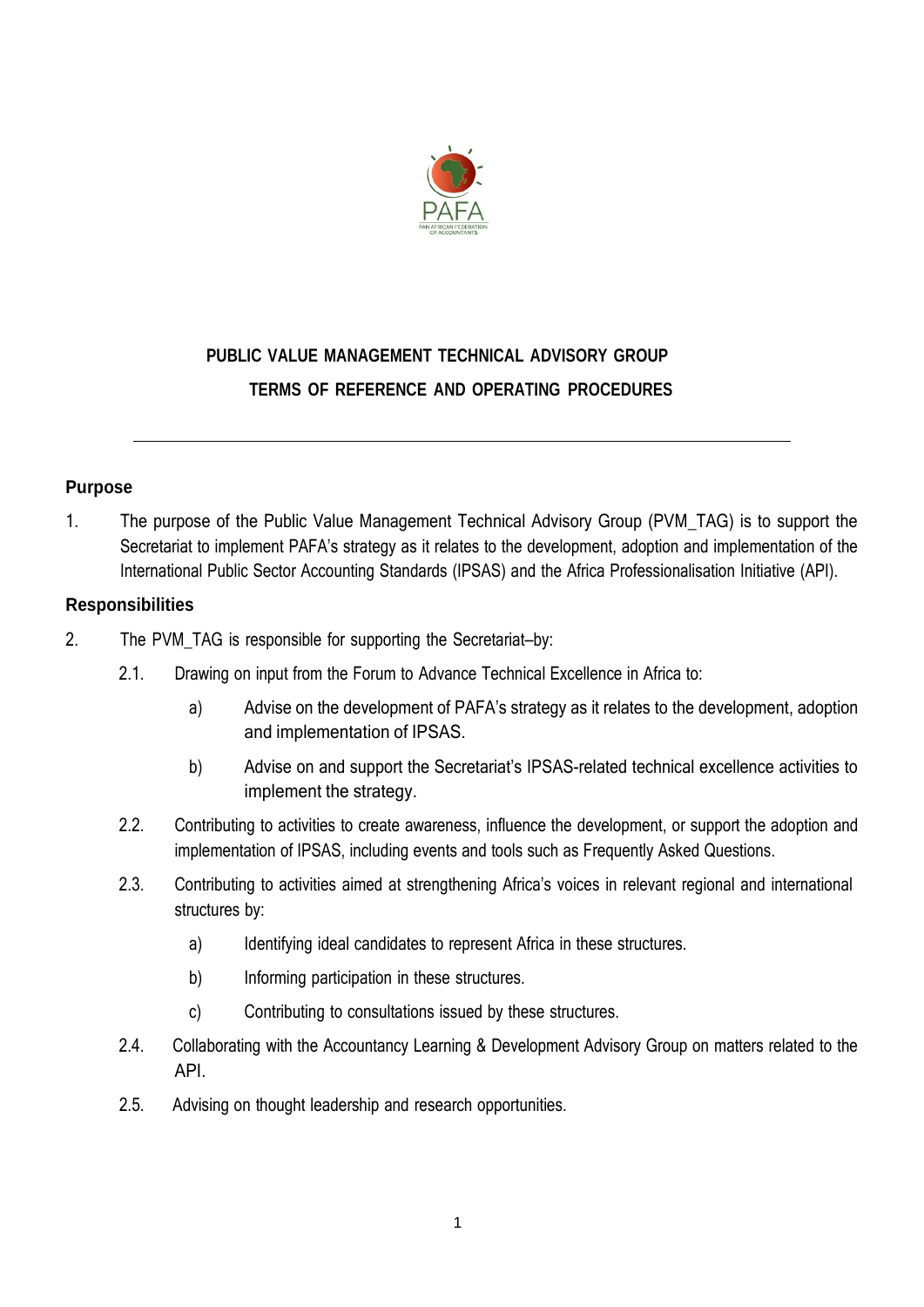**PUBLIC VALUE MANAGEMENT TECHNICAL ADVISORY GROUP**

**TERMS OF REFERENCE AND OPERATING PROCEDURES**

---

## Purpose

1. The purpose of the Public Value Management Technical Advisory Group (PVM_TAG) is to support the Secretariat to implement PAFA's strategy as it relates to the development, adoption and implementation of the International Public Sector Accounting Standards (IPSAS) and the Africa Professionalisation Initiative (API).

## Responsibilities

2. The PVM_TAG is responsible for supporting the Secretariat–by:

   2.1. Drawing on input from the Forum to Advance Technical Excellence in Africa to:

      a) Advise on the development of PAFA's strategy as it relates to the development, adoption and implementation of IPSAS.

      b) Advise on and support the Secretariat's IPSAS-related technical excellence activities to implement the strategy.

   2.2. Contributing to activities to create awareness, influence the development, or support the adoption and implementation of IPSAS, including events and tools such as Frequently Asked Questions.

   2.3. Contributing to activities aimed at strengthening Africa's voices in relevant regional and international structures by:

      a) Identifying ideal candidates to represent Africa in these structures.

      b) Informing participation in these structures.

      c) Contributing to consultations issued by these structures.

   2.4. Collaborating with the Accountancy Learning & Development Advisory Group on matters related to the API.

   2.5. Advising on thought leadership and research opportunities.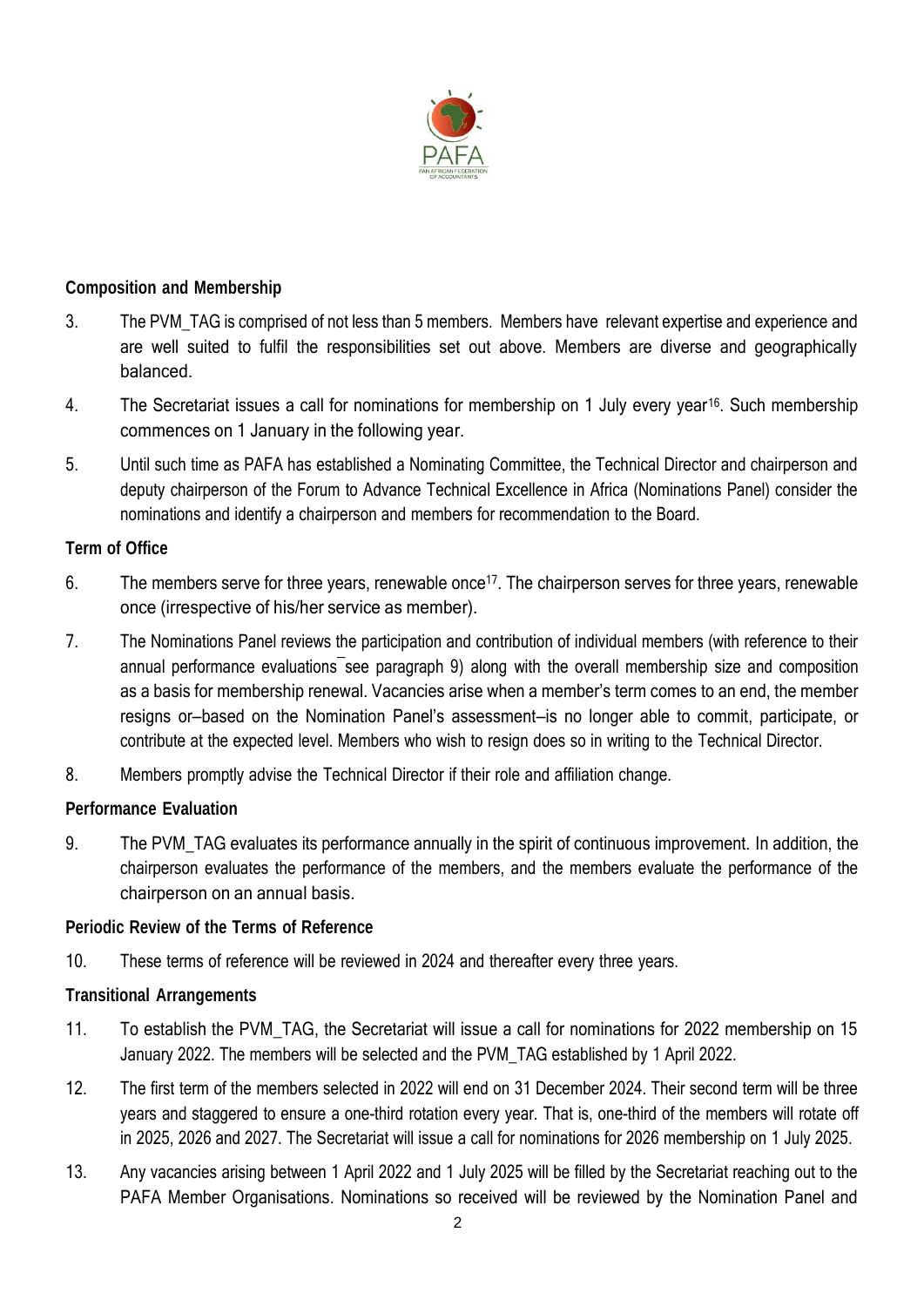**Composition and Membership**

3. The PVM_TAG is comprised of not less than 5 members. Members have relevant expertise and experience and are well suited to fulfil the responsibilities set out above. Members are diverse and geographically balanced.

4. The Secretariat issues a call for nominations for membership on 1 July every year[16]. Such membership commences on 1 January in the following year.

5. Until such time as PAFA has established a Nominating Committee, the Technical Director and chairperson and deputy chairperson of the Forum to Advance Technical Excellence in Africa (Nominations Panel) consider the nominations and identify a chairperson and members for recommendation to the Board.

**Term of Office**

6. The members serve for three years, renewable once[17]. The chairperson serves for three years, renewable once (irrespective of his/her service as member).

7. The Nominations Panel reviews the participation and contribution of individual members (with reference to their annual performance evaluations ̶ see paragraph 9) along with the overall membership size and composition as a basis for membership renewal. Vacancies arise when a member's term comes to an end, the member resigns or–based on the Nomination Panel's assessment–is no longer able to commit, participate, or contribute at the expected level. Members who wish to resign does so in writing to the Technical Director.

8. Members promptly advise the Technical Director if their role and affiliation change.

**Performance Evaluation**

9. The PVM_TAG evaluates its performance annually in the spirit of continuous improvement. In addition, the chairperson evaluates the performance of the members, and the members evaluate the performance of the chairperson on an annual basis.

**Periodic Review of the Terms of Reference**

10. These terms of reference will be reviewed in 2024 and thereafter every three years.

**Transitional Arrangements**

11. To establish the PVM_TAG, the Secretariat will issue a call for nominations for 2022 membership on 15 January 2022. The members will be selected and the PVM_TAG established by 1 April 2022.

12. The first term of the members selected in 2022 will end on 31 December 2024. Their second term will be three years and staggered to ensure a one-third rotation every year. That is, one-third of the members will rotate off in 2025, 2026 and 2027. The Secretariat will issue a call for nominations for 2026 membership on 1 July 2025.

13. Any vacancies arising between 1 April 2022 and 1 July 2025 will be filled by the Secretariat reaching out to the PAFA Member Organisations. Nominations so received will be reviewed by the Nomination Panel and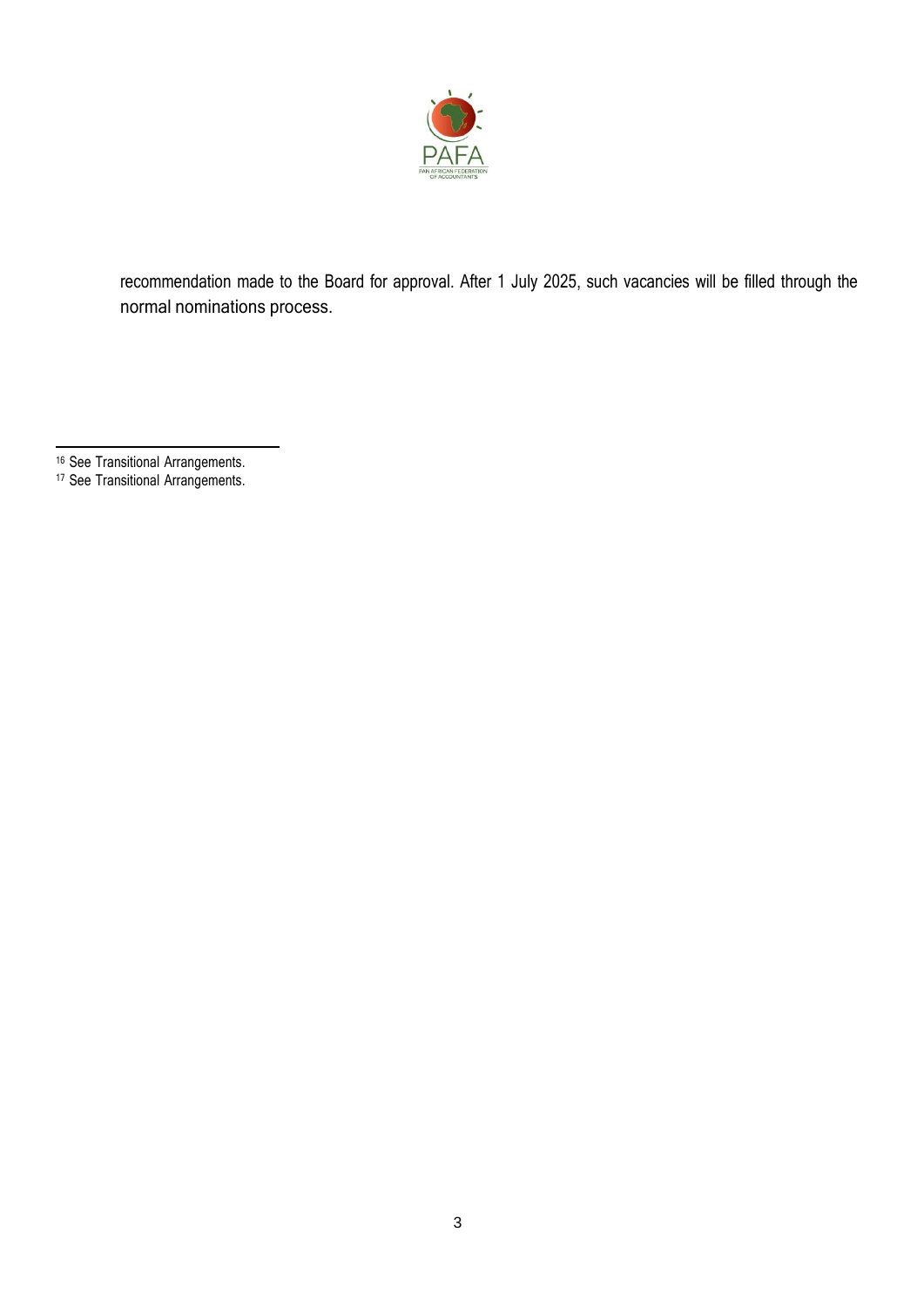recommendation made to the Board for approval. After 1 July 2025, such vacancies will be filled through the normal nominations process.

[16] See Transitional Arrangements.

[17] See Transitional Arrangements.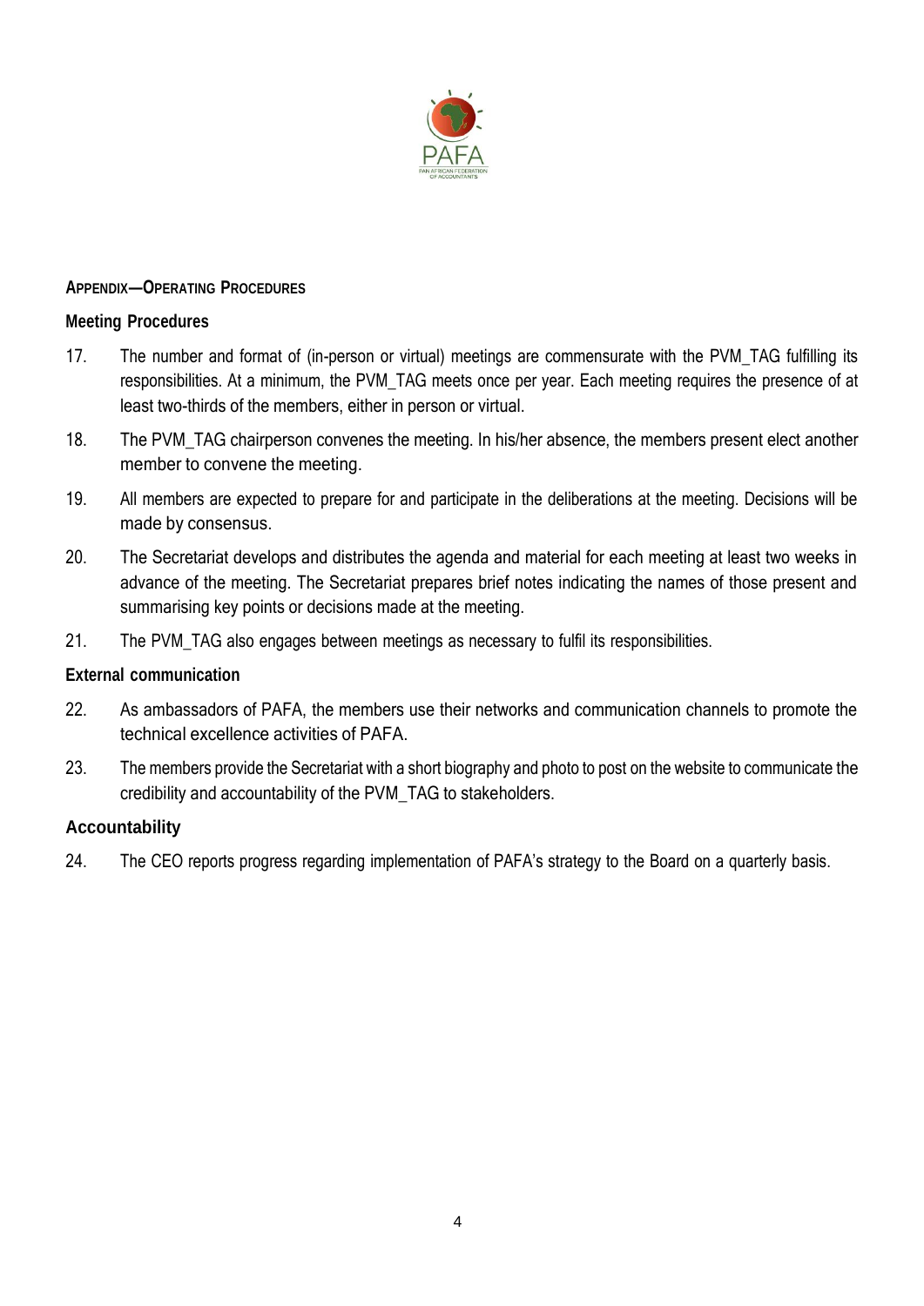**APPENDIX—OPERATING PROCEDURES**

**Meeting Procedures**

17. The number and format of (in-person or virtual) meetings are commensurate with the PVM_TAG fulfilling its responsibilities. At a minimum, the PVM_TAG meets once per year. Each meeting requires the presence of at least two-thirds of the members, either in person or virtual.

18. The PVM_TAG chairperson convenes the meeting. In his/her absence, the members present elect another member to convene the meeting.

19. All members are expected to prepare for and participate in the deliberations at the meeting. Decisions will be made by consensus.

20. The Secretariat develops and distributes the agenda and material for each meeting at least two weeks in advance of the meeting. The Secretariat prepares brief notes indicating the names of those present and summarising key points or decisions made at the meeting.

21. The PVM_TAG also engages between meetings as necessary to fulfil its responsibilities.

**External communication**

22. As ambassadors of PAFA, the members use their networks and communication channels to promote the technical excellence activities of PAFA.

23. The members provide the Secretariat with a short biography and photo to post on the website to communicate the credibility and accountability of the PVM_TAG to stakeholders.

**Accountability**

24. The CEO reports progress regarding implementation of PAFA's strategy to the Board on a quarterly basis.